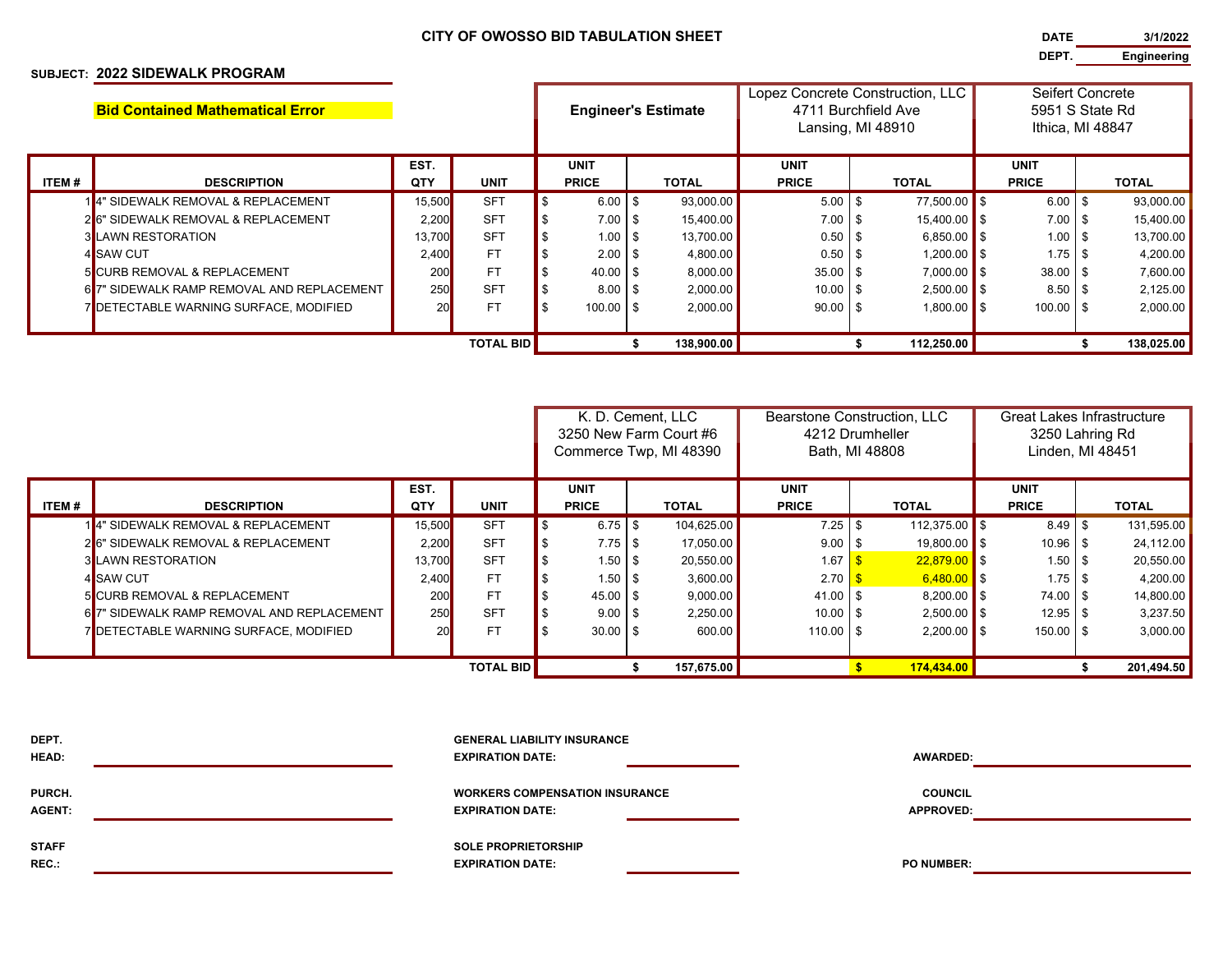**CITY OF OWOSSO BID TABULATION SHEET**

**DATE** 3/1/2022

**DEPT.** Engineering

**SUBJECT: 2022 SIDEWALK PROGRAM**

**Bid Contained Mathematical Error**

| | | | | Engineer's Estimate | | Lopez Concrete Construction, LLC 4711 Burchfield Ave Lansing, MI 48910 | | Seifert Concrete 5951 S State Rd Ithica, MI 48847 | |
|---|---|---|---|---|---|---|---|---|---|
| **ITEM #** | **DESCRIPTION** | **EST. QTY** | **UNIT** | **UNIT PRICE** | **TOTAL** | **UNIT PRICE** | **TOTAL** | **UNIT PRICE** | **TOTAL** |
| 1 | 4" SIDEWALK REMOVAL & REPLACEMENT | 15,500 | SFT | $ 6.00 | $ 93,000.00 | 5.00 | $ 77,500.00 | $ 6.00 | $ 93,000.00 |
| 2 | 6" SIDEWALK REMOVAL & REPLACEMENT | 2,200 | SFT | $ 7.00 | $ 15,400.00 | 7.00 | $ 15,400.00 | $ 7.00 | $ 15,400.00 |
| 3 | LAWN RESTORATION | 13,700 | SFT | $ 1.00 | $ 13,700.00 | 0.50 | $ 6,850.00 | $ 1.00 | $ 13,700.00 |
| 4 | SAW CUT | 2,400 | FT | $ 2.00 | $ 4,800.00 | 0.50 | $ 1,200.00 | $ 1.75 | $ 4,200.00 |
| 5 | CURB REMOVAL & REPLACEMENT | 200 | FT | $ 40.00 | $ 8,000.00 | 35.00 | $ 7,000.00 | $ 38.00 | $ 7,600.00 |
| 6 | 7" SIDEWALK RAMP REMOVAL AND REPLACEMENT | 250 | SFT | $ 8.00 | $ 2,000.00 | 10.00 | $ 2,500.00 | $ 8.50 | $ 2,125.00 |
| 7 | DETECTABLE WARNING SURFACE, MODIFIED | 20 | FT | $ 100.00 | $ 2,000.00 | 90.00 | $ 1,800.00 | $ 100.00 | $ 2,000.00 |
| | | | **TOTAL BID** | | **$ 138,900.00** | | **$ 112,250.00** | | **$ 138,025.00** |

| | | | | K. D. Cement, LLC 3250 New Farm Court #6 Commerce Twp, MI 48390 | | Bearstone Construction, LLC 4212 Drumheller Bath, MI 48808 | | Great Lakes Infrastructure 3250 Lahring Rd Linden, MI 48451 | |
|---|---|---|---|---|---|---|---|---|---|
| **ITEM #** | **DESCRIPTION** | **EST. QTY** | **UNIT** | **UNIT PRICE** | **TOTAL** | **UNIT PRICE** | **TOTAL** | **UNIT PRICE** | **TOTAL** |
| 1 | 4" SIDEWALK REMOVAL & REPLACEMENT | 15,500 | SFT | $ 6.75 | $ 104,625.00 | 7.25 | $ 112,375.00 | $ 8.49 | $ 131,595.00 |
| 2 | 6" SIDEWALK REMOVAL & REPLACEMENT | 2,200 | SFT | $ 7.75 | $ 17,050.00 | 9.00 | $ 19,800.00 | $ 10.96 | $ 24,112.00 |
| 3 | LAWN RESTORATION | 13,700 | SFT | $ 1.50 | $ 20,550.00 | 1.67 | $ 22,879.00 | $ 1.50 | $ 20,550.00 |
| 4 | SAW CUT | 2,400 | FT | $ 1.50 | $ 3,600.00 | 2.70 | $ 6,480.00 | $ 1.75 | $ 4,200.00 |
| 5 | CURB REMOVAL & REPLACEMENT | 200 | FT | $ 45.00 | $ 9,000.00 | 41.00 | $ 8,200.00 | $ 74.00 | $ 14,800.00 |
| 6 | 7" SIDEWALK RAMP REMOVAL AND REPLACEMENT | 250 | SFT | $ 9.00 | $ 2,250.00 | 10.00 | $ 2,500.00 | $ 12.95 | $ 3,237.50 |
| 7 | DETECTABLE WARNING SURFACE, MODIFIED | 20 | FT | $ 30.00 | $ 600.00 | 110.00 | $ 2,200.00 | $ 150.00 | $ 3,000.00 |
| | | | **TOTAL BID** | | **$ 157,675.00** | | **$ 174,434.00** | | **$ 201,494.50** |

**DEPT. HEAD:** ______________________

**PURCH. AGENT:** ______________________

**STAFF REC.:** ______________________

**GENERAL LIABILITY INSURANCE EXPIRATION DATE:** ______________________

**WORKERS COMPENSATION INSURANCE EXPIRATION DATE:** ______________________

**SOLE PROPRIETORSHIP EXPIRATION DATE:** ______________________

**AWARDED:** ______________________

**COUNCIL APPROVED:** ______________________

**PO NUMBER:** ______________________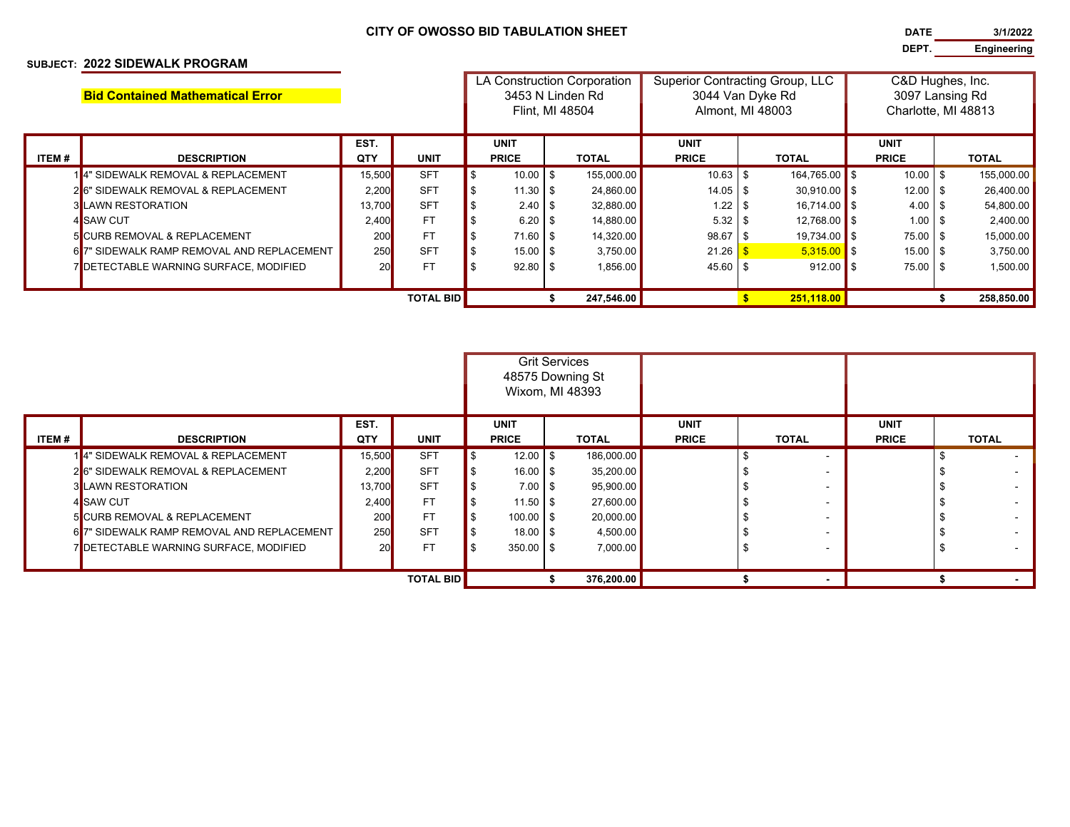**CITY OF OWOSSO BID TABULATION SHEET**

**DATE** 3/1/2022
**DEPT.** Engineering

**SUBJECT: 2022 SIDEWALK PROGRAM**

**Bid Contained Mathematical Error**

| | | | | LA Construction Corporation 3453 N Linden Rd Flint, MI 48504 | | Superior Contracting Group, LLC 3044 Van Dyke Rd Almont, MI 48003 | | C&D Hughes, Inc. 3097 Lansing Rd Charlotte, MI 48813 | |
|---|---|---|---|---|---|---|---|---|---|
| **ITEM #** | **DESCRIPTION** | **EST. QTY** | **UNIT** | **UNIT PRICE** | **TOTAL** | **UNIT PRICE** | **TOTAL** | **UNIT PRICE** | **TOTAL** |
| 1 | 4" SIDEWALK REMOVAL & REPLACEMENT | 15,500 | SFT | $ 10.00 | $ 155,000.00 | 10.63 | $ 164,765.00 | $ 10.00 | $ 155,000.00 |
| 2 | 6" SIDEWALK REMOVAL & REPLACEMENT | 2,200 | SFT | $ 11.30 | $ 24,860.00 | 14.05 | $ 30,910.00 | $ 12.00 | $ 26,400.00 |
| 3 | LAWN RESTORATION | 13,700 | SFT | $ 2.40 | $ 32,880.00 | 1.22 | $ 16,714.00 | $ 4.00 | $ 54,800.00 |
| 4 | SAW CUT | 2,400 | FT | $ 6.20 | $ 14,880.00 | 5.32 | $ 12,768.00 | $ 1.00 | $ 2,400.00 |
| 5 | CURB REMOVAL & REPLACEMENT | 200 | FT | $ 71.60 | $ 14,320.00 | 98.67 | $ 19,734.00 | $ 75.00 | $ 15,000.00 |
| 6 | 7" SIDEWALK RAMP REMOVAL AND REPLACEMENT | 250 | SFT | $ 15.00 | $ 3,750.00 | 21.26 | $ 5,315.00 | $ 15.00 | $ 3,750.00 |
| 7 | DETECTABLE WARNING SURFACE, MODIFIED | 20 | FT | $ 92.80 | $ 1,856.00 | 45.60 | $ 912.00 | $ 75.00 | $ 1,500.00 |
| | | | **TOTAL BID** | | **$ 247,546.00** | | **$ 251,118.00** | | **$ 258,850.00** |

| | | | | Grit Services 48575 Downing St Wixom, MI 48393 | | | | | |
|---|---|---|---|---|---|---|---|---|---|
| **ITEM #** | **DESCRIPTION** | **EST. QTY** | **UNIT** | **UNIT PRICE** | **TOTAL** | **UNIT PRICE** | **TOTAL** | **UNIT PRICE** | **TOTAL** |
| 1 | 4" SIDEWALK REMOVAL & REPLACEMENT | 15,500 | SFT | $ 12.00 | $ 186,000.00 | | $ - | | $ - |
| 2 | 6" SIDEWALK REMOVAL & REPLACEMENT | 2,200 | SFT | $ 16.00 | $ 35,200.00 | | $ - | | $ - |
| 3 | LAWN RESTORATION | 13,700 | SFT | $ 7.00 | $ 95,900.00 | | $ - | | $ - |
| 4 | SAW CUT | 2,400 | FT | $ 11.50 | $ 27,600.00 | | $ - | | $ - |
| 5 | CURB REMOVAL & REPLACEMENT | 200 | FT | $ 100.00 | $ 20,000.00 | | $ - | | $ - |
| 6 | 7" SIDEWALK RAMP REMOVAL AND REPLACEMENT | 250 | SFT | $ 18.00 | $ 4,500.00 | | $ - | | $ - |
| 7 | DETECTABLE WARNING SURFACE, MODIFIED | 20 | FT | $ 350.00 | $ 7,000.00 | | $ - | | $ - |
| | | | **TOTAL BID** | | **$ 376,200.00** | | **$ -** | | **$ -** |